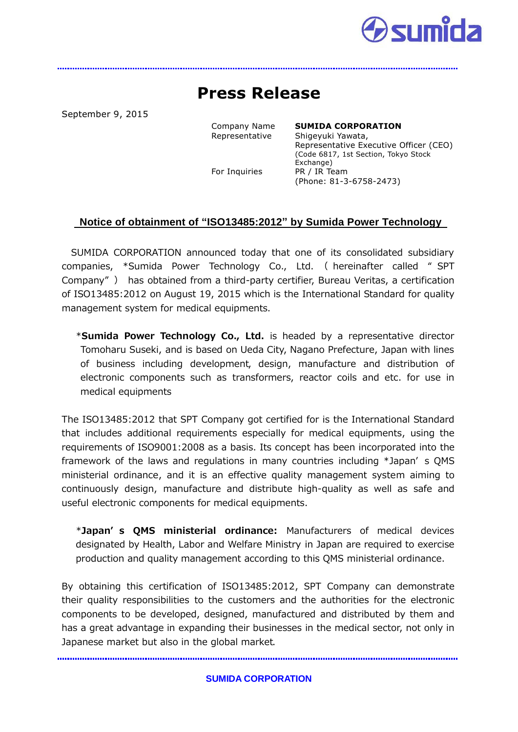# Press Release

September 9, 2015

| | |
|---|---|
| Company Name | **SUMIDA CORPORATION** |
| Representative | Shigeyuki Yawata, Representative Executive Officer (CEO) (Code 6817, 1st Section, Tokyo Stock Exchange) |
| For Inquiries | PR / IR Team (Phone: 81-3-6758-2473) |

## Notice of obtainment of “ISO13485:2012” by Sumida Power Technology

SUMIDA CORPORATION announced today that one of its consolidated subsidiary companies, *Sumida Power Technology Co., Ltd. （hereinafter called “SPT Company”） has obtained from a third-party certifier, Bureau Veritas, a certification of ISO13485:2012 on August 19, 2015 which is the International Standard for quality management system for medical equipments.

*__Sumida Power Technology Co., Ltd.__ is headed by a representative director Tomoharu Suseki, and is based on Ueda City, Nagano Prefecture, Japan with lines of business including development, design, manufacture and distribution of electronic components such as transformers, reactor coils and etc. for use in medical equipments

The ISO13485:2012 that SPT Company got certified for is the International Standard that includes additional requirements especially for medical equipments, using the requirements of ISO9001:2008 as a basis. Its concept has been incorporated into the framework of the laws and regulations in many countries including *Japan’s QMS ministerial ordinance, and it is an effective quality management system aiming to continuously design, manufacture and distribute high-quality as well as safe and useful electronic components for medical equipments.

*__Japan’s QMS ministerial ordinance:__ Manufacturers of medical devices designated by Health, Labor and Welfare Ministry in Japan are required to exercise production and quality management according to this QMS ministerial ordinance.

By obtaining this certification of ISO13485:2012, SPT Company can demonstrate their quality responsibilities to the customers and the authorities for the electronic components to be developed, designed, manufactured and distributed by them and has a great advantage in expanding their businesses in the medical sector, not only in Japanese market but also in the global market.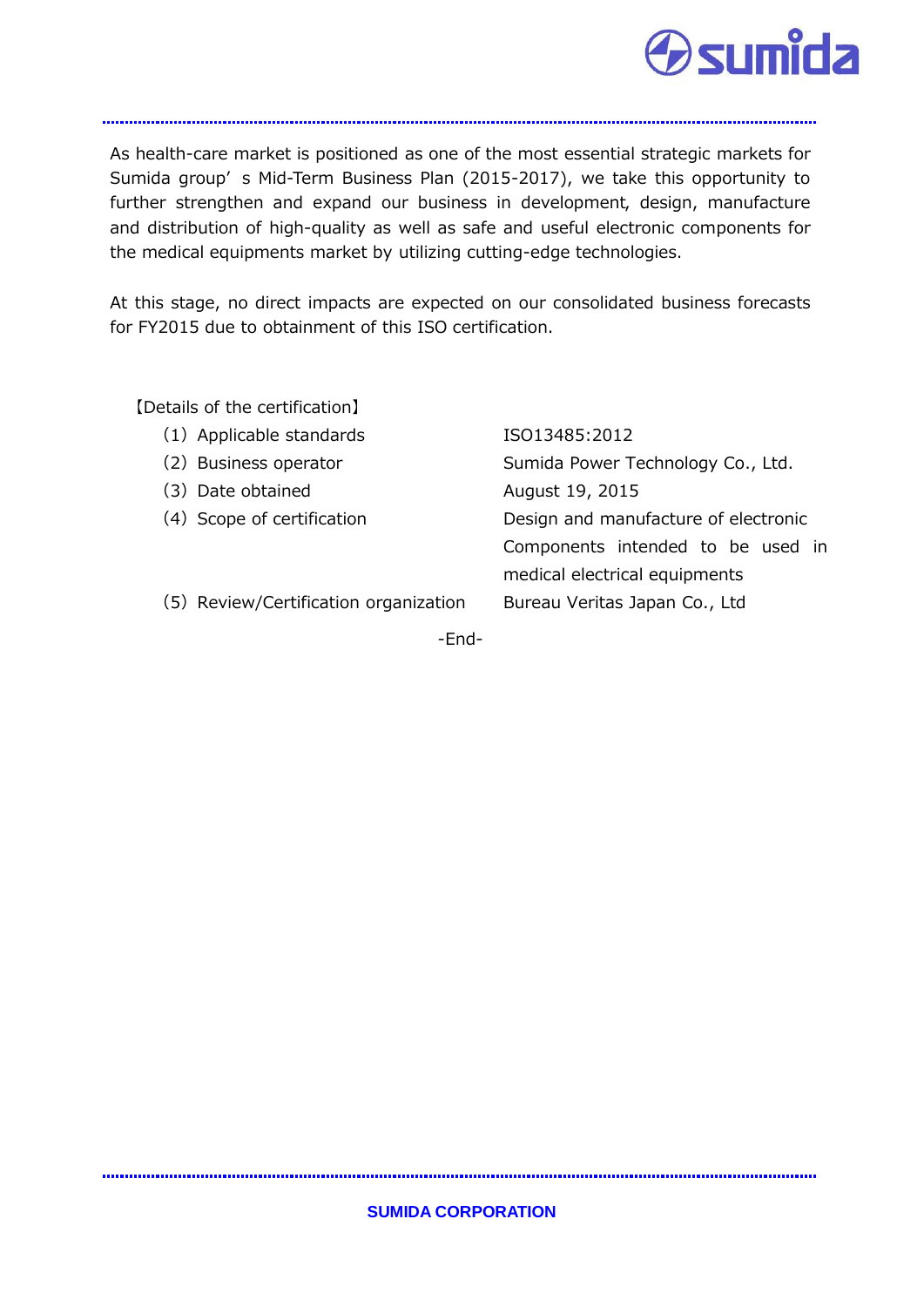As health-care market is positioned as one of the most essential strategic markets for Sumida group' s Mid-Term Business Plan (2015-2017), we take this opportunity to further strengthen and expand our business in development, design, manufacture and distribution of high-quality as well as safe and useful electronic components for the medical equipments market by utilizing cutting-edge technologies.

At this stage, no direct impacts are expected on our consolidated business forecasts for FY2015 due to obtainment of this ISO certification.

【Details of the certification】

| | |
|---|---|
| (1) Applicable standards | ISO13485:2012 |
| (2) Business operator | Sumida Power Technology Co., Ltd. |
| (3) Date obtained | August 19, 2015 |
| (4) Scope of certification | Design and manufacture of electronic Components intended to be used in medical electrical equipments |
| (5) Review/Certification organization | Bureau Veritas Japan Co., Ltd |

-End-